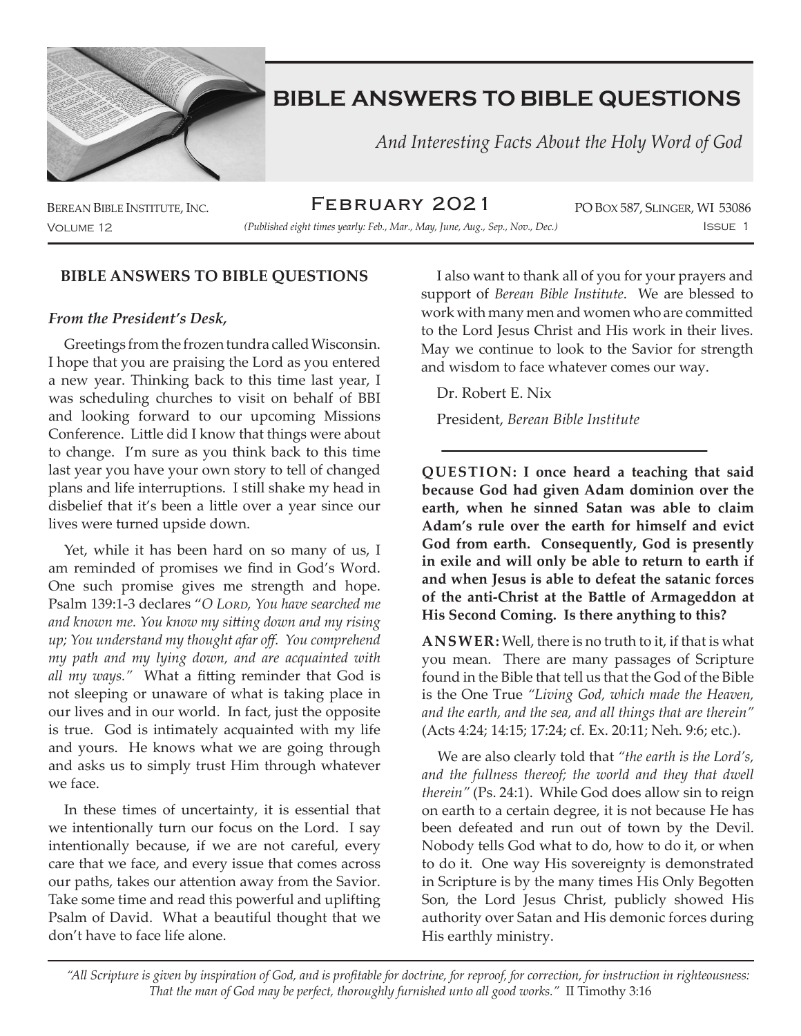# BIBLE ANSWERS TO BIBLE QUESTIONS

*And Interesting Facts About the Holy Word of God*

Berean Bible Institute, Inc. — February 2021 — PO Box 587, Slinger, WI 53086

Volume 12 — *(Published eight times yearly: Feb., Mar., May, June, Aug., Sep., Nov., Dec.)* — Issue 1

## BIBLE ANSWERS TO BIBLE QUESTIONS

### *From the President's Desk,*

Greetings from the frozen tundra called Wisconsin. I hope that you are praising the Lord as you entered a new year. Thinking back to this time last year, I was scheduling churches to visit on behalf of BBI and looking forward to our upcoming Missions Conference. Little did I know that things were about to change. I'm sure as you think back to this time last year you have your own story to tell of changed plans and life interruptions. I still shake my head in disbelief that it's been a little over a year since our lives were turned upside down.

Yet, while it has been hard on so many of us, I am reminded of promises we find in God's Word. One such promise gives me strength and hope. Psalm 139:1-3 declares "*O Lord, You have searched me and known me. You know my sitting down and my rising up; You understand my thought afar off. You comprehend my path and my lying down, and are acquainted with all my ways."* What a fitting reminder that God is not sleeping or unaware of what is taking place in our lives and in our world. In fact, just the opposite is true. God is intimately acquainted with my life and yours. He knows what we are going through and asks us to simply trust Him through whatever we face.

In these times of uncertainty, it is essential that we intentionally turn our focus on the Lord. I say intentionally because, if we are not careful, every care that we face, and every issue that comes across our paths, takes our attention away from the Savior. Take some time and read this powerful and uplifting Psalm of David. What a beautiful thought that we don't have to face life alone.

I also want to thank all of you for your prayers and support of *Berean Bible Institute*. We are blessed to work with many men and women who are committed to the Lord Jesus Christ and His work in their lives. May we continue to look to the Savior for strength and wisdom to face whatever comes our way.

Dr. Robert E. Nix

President, *Berean Bible Institute*

---

**QUESTION: I once heard a teaching that said because God had given Adam dominion over the earth, when he sinned Satan was able to claim Adam's rule over the earth for himself and evict God from earth. Consequently, God is presently in exile and will only be able to return to earth if and when Jesus is able to defeat the satanic forces of the anti-Christ at the Battle of Armageddon at His Second Coming. Is there anything to this?**

**ANSWER:** Well, there is no truth to it, if that is what you mean. There are many passages of Scripture found in the Bible that tell us that the God of the Bible is the One True *"Living God, which made the Heaven, and the earth, and the sea, and all things that are therein"* (Acts 4:24; 14:15; 17:24; cf. Ex. 20:11; Neh. 9:6; etc.).

We are also clearly told that *"the earth is the Lord's, and the fullness thereof; the world and they that dwell therein"* (Ps. 24:1). While God does allow sin to reign on earth to a certain degree, it is not because He has been defeated and run out of town by the Devil. Nobody tells God what to do, how to do it, or when to do it. One way His sovereignty is demonstrated in Scripture is by the many times His Only Begotten Son, the Lord Jesus Christ, publicly showed His authority over Satan and His demonic forces during His earthly ministry.

---

*"All Scripture is given by inspiration of God, and is profitable for doctrine, for reproof, for correction, for instruction in righteousness: That the man of God may be perfect, thoroughly furnished unto all good works."* II Timothy 3:16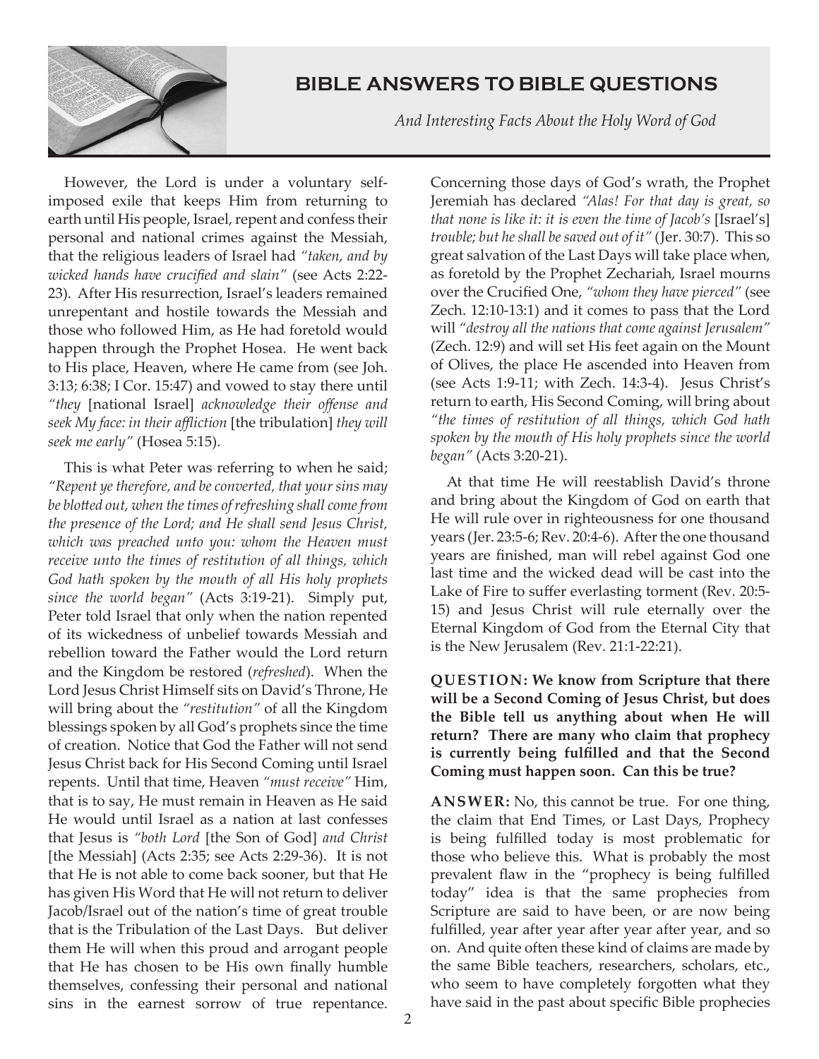However, the Lord is under a voluntary self-imposed exile that keeps Him from returning to earth until His people, Israel, repent and confess their personal and national crimes against the Messiah, that the religious leaders of Israel had *"taken, and by wicked hands have crucified and slain"* (see Acts 2:22-23). After His resurrection, Israel's leaders remained unrepentant and hostile towards the Messiah and those who followed Him, as He had foretold would happen through the Prophet Hosea. He went back to His place, Heaven, where He came from (see Joh. 3:13; 6:38; I Cor. 15:47) and vowed to stay there until *"they* [national Israel] *acknowledge their offense and seek My face: in their affliction* [the tribulation] *they will seek me early"* (Hosea 5:15).

This is what Peter was referring to when he said; *"Repent ye therefore, and be converted, that your sins may be blotted out, when the times of refreshing shall come from the presence of the Lord; and He shall send Jesus Christ, which was preached unto you: whom the Heaven must receive unto the times of restitution of all things, which God hath spoken by the mouth of all His holy prophets since the world began"* (Acts 3:19-21). Simply put, Peter told Israel that only when the nation repented of its wickedness of unbelief towards Messiah and rebellion toward the Father would the Lord return and the Kingdom be restored (*refreshed*). When the Lord Jesus Christ Himself sits on David's Throne, He will bring about the *"restitution"* of all the Kingdom blessings spoken by all God's prophets since the time of creation. Notice that God the Father will not send Jesus Christ back for His Second Coming until Israel repents. Until that time, Heaven *"must receive"* Him, that is to say, He must remain in Heaven as He said He would until Israel as a nation at last confesses that Jesus is *"both Lord* [the Son of God] *and Christ* [the Messiah] (Acts 2:35; see Acts 2:29-36). It is not that He is not able to come back sooner, but that He has given His Word that He will not return to deliver Jacob/Israel out of the nation's time of great trouble that is the Tribulation of the Last Days. But deliver them He will when this proud and arrogant people that He has chosen to be His own finally humble themselves, confessing their personal and national sins in the earnest sorrow of true repentance. Concerning those days of God's wrath, the Prophet Jeremiah has declared *"Alas! For that day is great, so that none is like it: it is even the time of Jacob's* [Israel's] *trouble; but he shall be saved out of it"* (Jer. 30:7). This so great salvation of the Last Days will take place when, as foretold by the Prophet Zechariah, Israel mourns over the Crucified One, *"whom they have pierced"* (see Zech. 12:10-13:1) and it comes to pass that the Lord will *"destroy all the nations that come against Jerusalem"* (Zech. 12:9) and will set His feet again on the Mount of Olives, the place He ascended into Heaven from (see Acts 1:9-11; with Zech. 14:3-4). Jesus Christ's return to earth, His Second Coming, will bring about *"the times of restitution of all things, which God hath spoken by the mouth of His holy prophets since the world began"* (Acts 3:20-21).

At that time He will reestablish David's throne and bring about the Kingdom of God on earth that He will rule over in righteousness for one thousand years (Jer. 23:5-6; Rev. 20:4-6). After the one thousand years are finished, man will rebel against God one last time and the wicked dead will be cast into the Lake of Fire to suffer everlasting torment (Rev. 20:5-15) and Jesus Christ will rule eternally over the Eternal Kingdom of God from the Eternal City that is the New Jerusalem (Rev. 21:1-22:21).

**QUESTION: We know from Scripture that there will be a Second Coming of Jesus Christ, but does the Bible tell us anything about when He will return? There are many who claim that prophecy is currently being fulfilled and that the Second Coming must happen soon. Can this be true?**

**ANSWER:** No, this cannot be true. For one thing, the claim that End Times, or Last Days, Prophecy is being fulfilled today is most problematic for those who believe this. What is probably the most prevalent flaw in the "prophecy is being fulfilled today" idea is that the same prophecies from Scripture are said to have been, or are now being fulfilled, year after year after year after year, and so on. And quite often these kind of claims are made by the same Bible teachers, researchers, scholars, etc., who seem to have completely forgotten what they have said in the past about specific Bible prophecies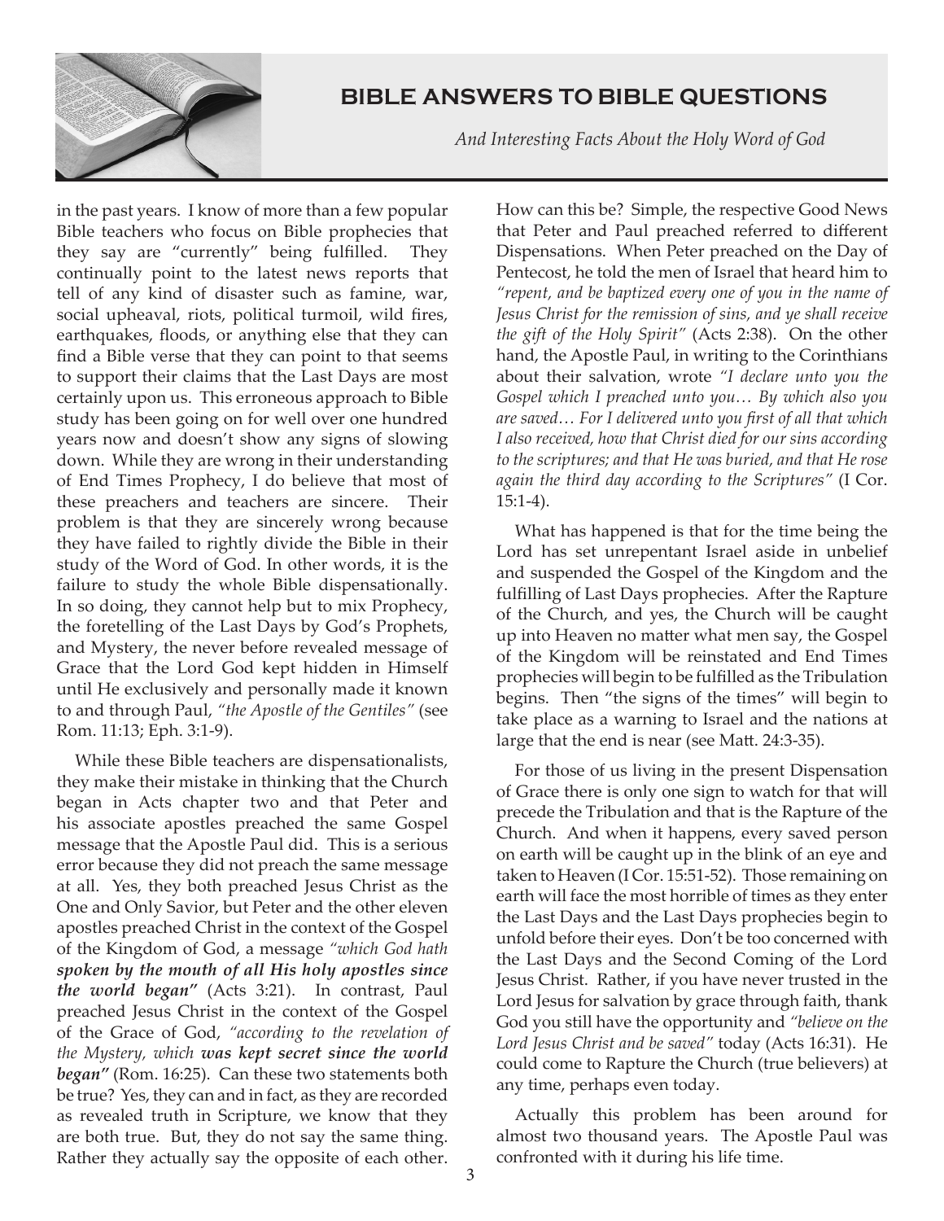in the past years. I know of more than a few popular Bible teachers who focus on Bible prophecies that they say are "currently" being fulfilled. They continually point to the latest news reports that tell of any kind of disaster such as famine, war, social upheaval, riots, political turmoil, wild fires, earthquakes, floods, or anything else that they can find a Bible verse that they can point to that seems to support their claims that the Last Days are most certainly upon us. This erroneous approach to Bible study has been going on for well over one hundred years now and doesn't show any signs of slowing down. While they are wrong in their understanding of End Times Prophecy, I do believe that most of these preachers and teachers are sincere. Their problem is that they are sincerely wrong because they have failed to rightly divide the Bible in their study of the Word of God. In other words, it is the failure to study the whole Bible dispensationally. In so doing, they cannot help but to mix Prophecy, the foretelling of the Last Days by God's Prophets, and Mystery, the never before revealed message of Grace that the Lord God kept hidden in Himself until He exclusively and personally made it known to and through Paul, *"the Apostle of the Gentiles"* (see Rom. 11:13; Eph. 3:1-9).

While these Bible teachers are dispensationalists, they make their mistake in thinking that the Church began in Acts chapter two and that Peter and his associate apostles preached the same Gospel message that the Apostle Paul did. This is a serious error because they did not preach the same message at all. Yes, they both preached Jesus Christ as the One and Only Savior, but Peter and the other eleven apostles preached Christ in the context of the Gospel of the Kingdom of God, a message *"which God hath **spoken by the mouth of all His holy apostles since the world began"*** (Acts 3:21). In contrast, Paul preached Jesus Christ in the context of the Gospel of the Grace of God, *"according to the revelation of the Mystery, which **was kept secret since the world began"*** (Rom. 16:25). Can these two statements both be true? Yes, they can and in fact, as they are recorded as revealed truth in Scripture, we know that they are both true. But, they do not say the same thing. Rather they actually say the opposite of each other.

How can this be? Simple, the respective Good News that Peter and Paul preached referred to different Dispensations. When Peter preached on the Day of Pentecost, he told the men of Israel that heard him to *"repent, and be baptized every one of you in the name of Jesus Christ for the remission of sins, and ye shall receive the gift of the Holy Spirit"* (Acts 2:38). On the other hand, the Apostle Paul, in writing to the Corinthians about their salvation, wrote *"I declare unto you the Gospel which I preached unto you… By which also you are saved… For I delivered unto you first of all that which I also received, how that Christ died for our sins according to the scriptures; and that He was buried, and that He rose again the third day according to the Scriptures"* (I Cor. 15:1-4).

What has happened is that for the time being the Lord has set unrepentant Israel aside in unbelief and suspended the Gospel of the Kingdom and the fulfilling of Last Days prophecies. After the Rapture of the Church, and yes, the Church will be caught up into Heaven no matter what men say, the Gospel of the Kingdom will be reinstated and End Times prophecies will begin to be fulfilled as the Tribulation begins. Then "the signs of the times" will begin to take place as a warning to Israel and the nations at large that the end is near (see Matt. 24:3-35).

For those of us living in the present Dispensation of Grace there is only one sign to watch for that will precede the Tribulation and that is the Rapture of the Church. And when it happens, every saved person on earth will be caught up in the blink of an eye and taken to Heaven (I Cor. 15:51-52). Those remaining on earth will face the most horrible of times as they enter the Last Days and the Last Days prophecies begin to unfold before their eyes. Don't be too concerned with the Last Days and the Second Coming of the Lord Jesus Christ. Rather, if you have never trusted in the Lord Jesus for salvation by grace through faith, thank God you still have the opportunity and *"believe on the Lord Jesus Christ and be saved"* today (Acts 16:31). He could come to Rapture the Church (true believers) at any time, perhaps even today.

Actually this problem has been around for almost two thousand years. The Apostle Paul was confronted with it during his life time.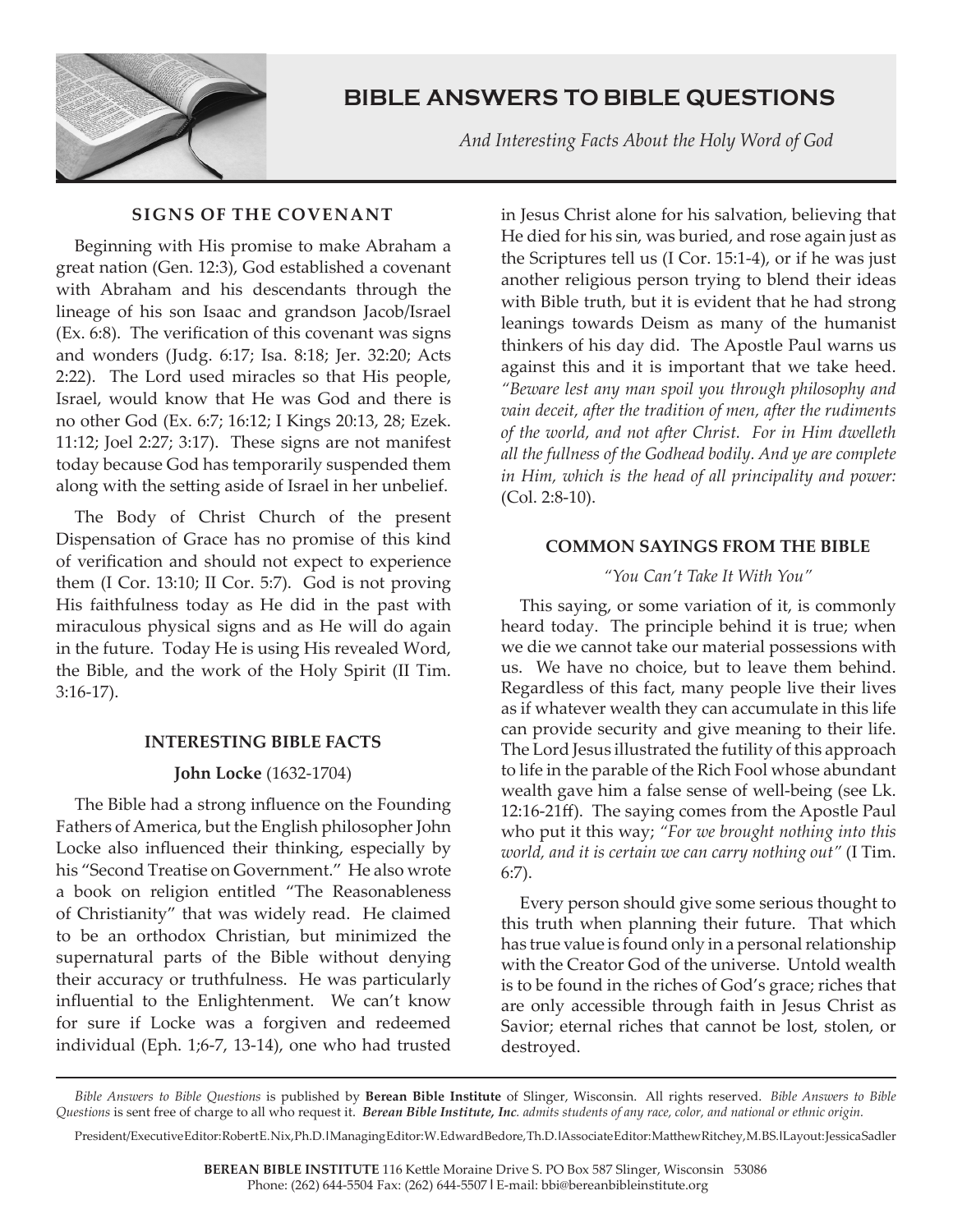# BIBLE ANSWERS TO BIBLE QUESTIONS

*And Interesting Facts About the Holy Word of God*

## SIGNS OF THE COVENANT

Beginning with His promise to make Abraham a great nation (Gen. 12:3), God established a covenant with Abraham and his descendants through the lineage of his son Isaac and grandson Jacob/Israel (Ex. 6:8). The verification of this covenant was signs and wonders (Judg. 6:17; Isa. 8:18; Jer. 32:20; Acts 2:22). The Lord used miracles so that His people, Israel, would know that He was God and there is no other God (Ex. 6:7; 16:12; I Kings 20:13, 28; Ezek. 11:12; Joel 2:27; 3:17). These signs are not manifest today because God has temporarily suspended them along with the setting aside of Israel in her unbelief.

The Body of Christ Church of the present Dispensation of Grace has no promise of this kind of verification and should not expect to experience them (I Cor. 13:10; II Cor. 5:7). God is not proving His faithfulness today as He did in the past with miraculous physical signs and as He will do again in the future. Today He is using His revealed Word, the Bible, and the work of the Holy Spirit (II Tim. 3:16-17).

## INTERESTING BIBLE FACTS

**John Locke** (1632-1704)

The Bible had a strong influence on the Founding Fathers of America, but the English philosopher John Locke also influenced their thinking, especially by his "Second Treatise on Government." He also wrote a book on religion entitled "The Reasonableness of Christianity" that was widely read. He claimed to be an orthodox Christian, but minimized the supernatural parts of the Bible without denying their accuracy or truthfulness. He was particularly influential to the Enlightenment. We can't know for sure if Locke was a forgiven and redeemed individual (Eph. 1;6-7, 13-14), one who had trusted in Jesus Christ alone for his salvation, believing that He died for his sin, was buried, and rose again just as the Scriptures tell us (I Cor. 15:1-4), or if he was just another religious person trying to blend their ideas with Bible truth, but it is evident that he had strong leanings towards Deism as many of the humanist thinkers of his day did. The Apostle Paul warns us against this and it is important that we take heed. *"Beware lest any man spoil you through philosophy and vain deceit, after the tradition of men, after the rudiments of the world, and not after Christ. For in Him dwelleth all the fullness of the Godhead bodily. And ye are complete in Him, which is the head of all principality and power:* (Col. 2:8-10).

## COMMON SAYINGS FROM THE BIBLE

*"You Can't Take It With You"*

This saying, or some variation of it, is commonly heard today. The principle behind it is true; when we die we cannot take our material possessions with us. We have no choice, but to leave them behind. Regardless of this fact, many people live their lives as if whatever wealth they can accumulate in this life can provide security and give meaning to their life. The Lord Jesus illustrated the futility of this approach to life in the parable of the Rich Fool whose abundant wealth gave him a false sense of well-being (see Lk. 12:16-21ff). The saying comes from the Apostle Paul who put it this way; *"For we brought nothing into this world, and it is certain we can carry nothing out"* (I Tim. 6:7).

Every person should give some serious thought to this truth when planning their future. That which has true value is found only in a personal relationship with the Creator God of the universe. Untold wealth is to be found in the riches of God's grace; riches that are only accessible through faith in Jesus Christ as Savior; eternal riches that cannot be lost, stolen, or destroyed.

---

*Bible Answers to Bible Questions* is published by **Berean Bible Institute** of Slinger, Wisconsin. All rights reserved. *Bible Answers to Bible Questions* is sent free of charge to all who request it. ***Berean Bible Institute, Inc****. admits students of any race, color, and national or ethnic origin.*

President/Executive Editor: Robert E. Nix, Ph.D. | Managing Editor: W. Edward Bedore, Th.D. | Associate Editor: Matthew Ritchey, M.BS. | Layout: Jessica Sadler

**BEREAN BIBLE INSTITUTE** 116 Kettle Moraine Drive S. PO Box 587 Slinger, Wisconsin 53086
Phone: (262) 644-5504 Fax: (262) 644-5507 | E-mail: bbi@bereanbibleinstitute.org